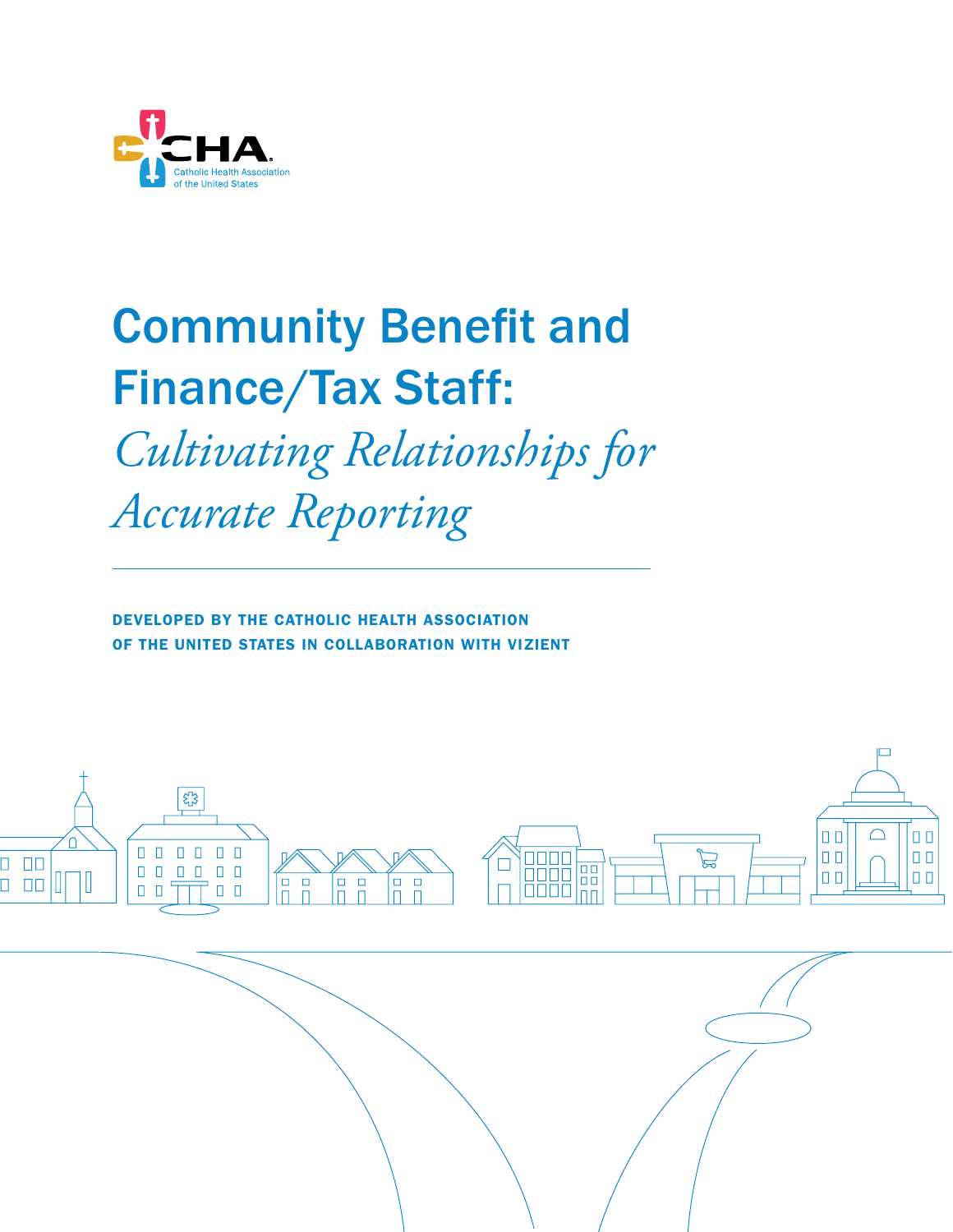CHA
Catholic Health Association of the United States

# Community Benefit and Finance/Tax Staff:

## *Cultivating Relationships for Accurate Reporting*

**DEVELOPED BY THE CATHOLIC HEALTH ASSOCIATION OF THE UNITED STATES IN COLLABORATION WITH VIZIENT**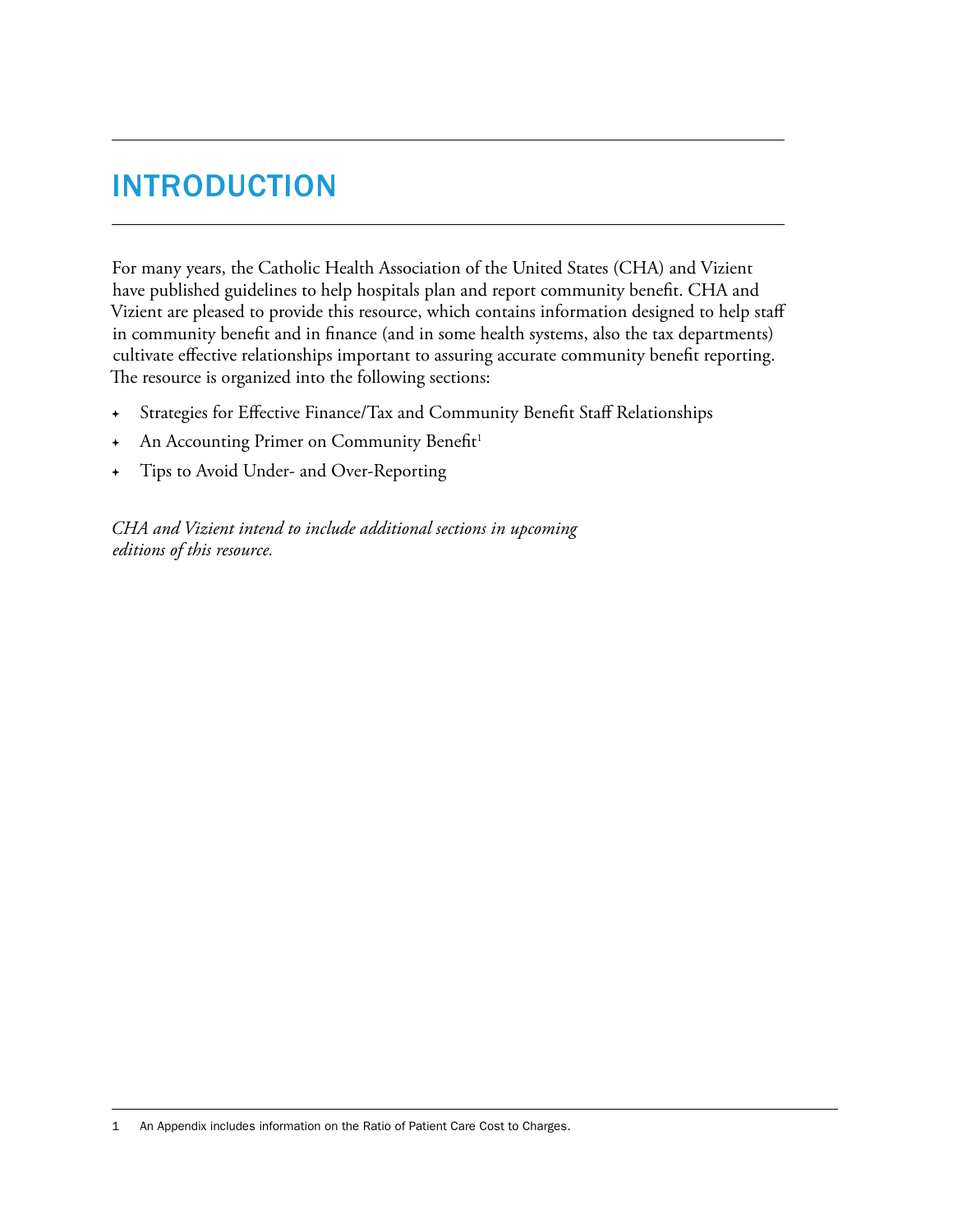# INTRODUCTION

For many years, the Catholic Health Association of the United States (CHA) and Vizient have published guidelines to help hospitals plan and report community benefit. CHA and Vizient are pleased to provide this resource, which contains information designed to help staff in community benefit and in finance (and in some health systems, also the tax departments) cultivate effective relationships important to assuring accurate community benefit reporting. The resource is organized into the following sections:

- Strategies for Effective Finance/Tax and Community Benefit Staff Relationships
- An Accounting Primer on Community Benefit[1]
- Tips to Avoid Under- and Over-Reporting

*CHA and Vizient intend to include additional sections in upcoming editions of this resource.*

---

1 An Appendix includes information on the Ratio of Patient Care Cost to Charges.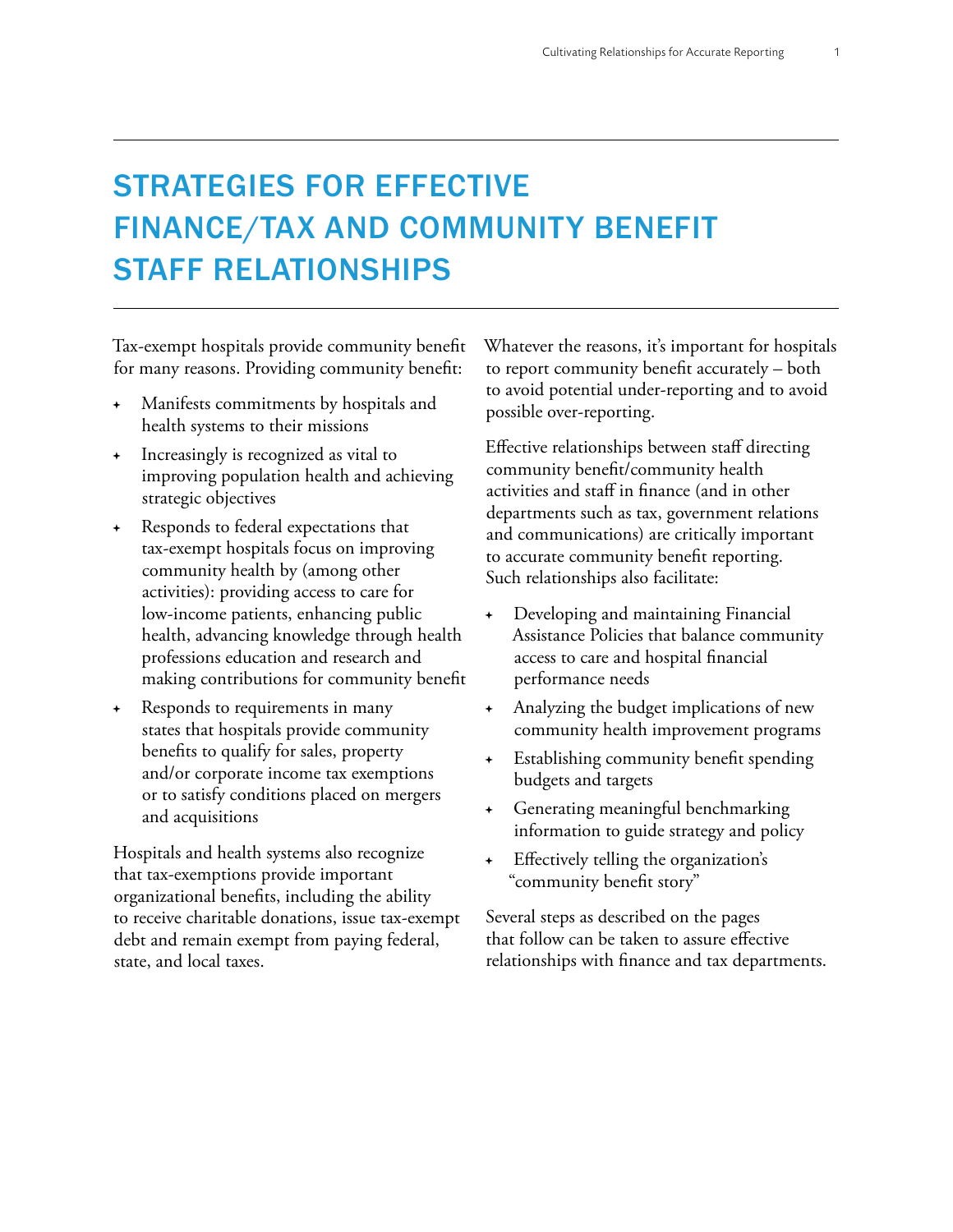# STRATEGIES FOR EFFECTIVE FINANCE/TAX AND COMMUNITY BENEFIT STAFF RELATIONSHIPS

Tax-exempt hospitals provide community benefit for many reasons. Providing community benefit:

- Manifests commitments by hospitals and health systems to their missions
- Increasingly is recognized as vital to improving population health and achieving strategic objectives
- Responds to federal expectations that tax-exempt hospitals focus on improving community health by (among other activities): providing access to care for low-income patients, enhancing public health, advancing knowledge through health professions education and research and making contributions for community benefit
- Responds to requirements in many states that hospitals provide community benefits to qualify for sales, property and/or corporate income tax exemptions or to satisfy conditions placed on mergers and acquisitions

Hospitals and health systems also recognize that tax-exemptions provide important organizational benefits, including the ability to receive charitable donations, issue tax-exempt debt and remain exempt from paying federal, state, and local taxes.

Whatever the reasons, it's important for hospitals to report community benefit accurately – both to avoid potential under-reporting and to avoid possible over-reporting.

Effective relationships between staff directing community benefit/community health activities and staff in finance (and in other departments such as tax, government relations and communications) are critically important to accurate community benefit reporting. Such relationships also facilitate:

- Developing and maintaining Financial Assistance Policies that balance community access to care and hospital financial performance needs
- Analyzing the budget implications of new community health improvement programs
- Establishing community benefit spending budgets and targets
- Generating meaningful benchmarking information to guide strategy and policy
- Effectively telling the organization's "community benefit story"

Several steps as described on the pages that follow can be taken to assure effective relationships with finance and tax departments.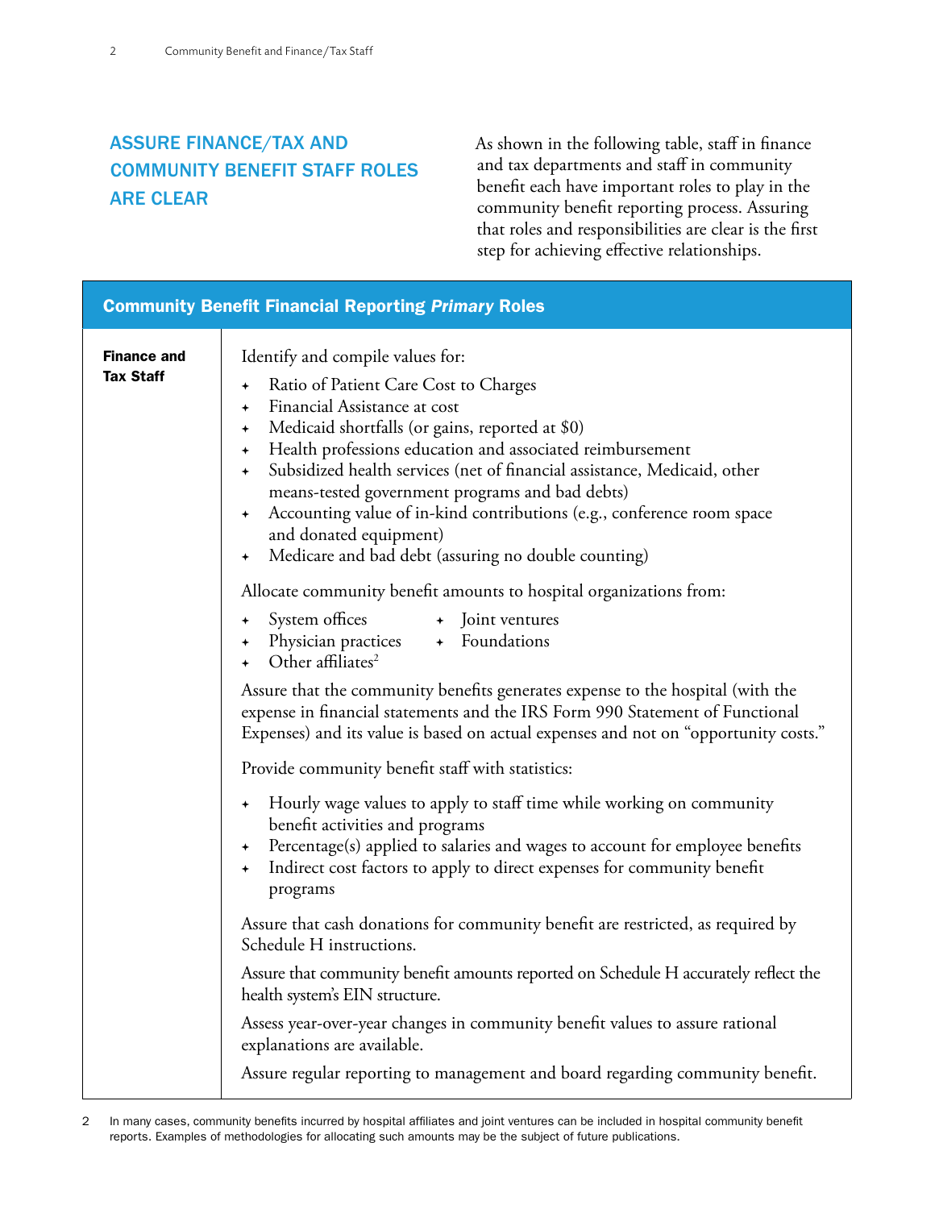## ASSURE FINANCE/TAX AND COMMUNITY BENEFIT STAFF ROLES ARE CLEAR

As shown in the following table, staff in finance and tax departments and staff in community benefit each have important roles to play in the community benefit reporting process. Assuring that roles and responsibilities are clear is the first step for achieving effective relationships.

| Community Benefit Financial Reporting *Primary* Roles | |
|---|---|
| **Finance and Tax Staff** | Identify and compile values for:<br>• Ratio of Patient Care Cost to Charges<br>• Financial Assistance at cost<br>• Medicaid shortfalls (or gains, reported at $0)<br>• Health professions education and associated reimbursement<br>• Subsidized health services (net of financial assistance, Medicaid, other means-tested government programs and bad debts)<br>• Accounting value of in-kind contributions (e.g., conference room space and donated equipment)<br>• Medicare and bad debt (assuring no double counting)<br><br>Allocate community benefit amounts to hospital organizations from:<br>• System offices<br>• Physician practices<br>• Other affiliates[2]<br>• Joint ventures<br>• Foundations<br><br>Assure that the community benefits generates expense to the hospital (with the expense in financial statements and the IRS Form 990 Statement of Functional Expenses) and its value is based on actual expenses and not on "opportunity costs."<br><br>Provide community benefit staff with statistics:<br>• Hourly wage values to apply to staff time while working on community benefit activities and programs<br>• Percentage(s) applied to salaries and wages to account for employee benefits<br>• Indirect cost factors to apply to direct expenses for community benefit programs<br><br>Assure that cash donations for community benefit are restricted, as required by Schedule H instructions.<br><br>Assure that community benefit amounts reported on Schedule H accurately reflect the health system's EIN structure.<br><br>Assess year-over-year changes in community benefit values to assure rational explanations are available.<br><br>Assure regular reporting to management and board regarding community benefit. |

2 In many cases, community benefits incurred by hospital affiliates and joint ventures can be included in hospital community benefit reports. Examples of methodologies for allocating such amounts may be the subject of future publications.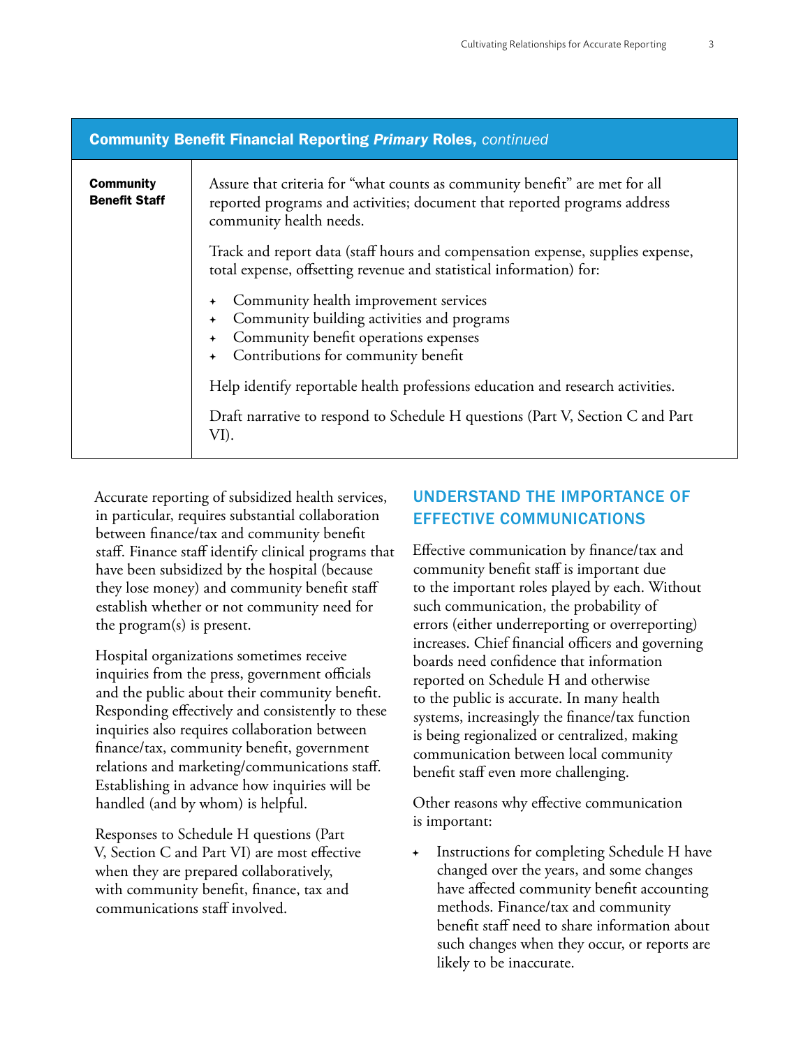| **Community Benefit Financial Reporting *Primary* Roles,** *continued* | |
|---|---|
| **Community Benefit Staff** | Assure that criteria for "what counts as community benefit" are met for all reported programs and activities; document that reported programs address community health needs.<br><br>Track and report data (staff hours and compensation expense, supplies expense, total expense, offsetting revenue and statistical information) for:<br>+ Community health improvement services<br>+ Community building activities and programs<br>+ Community benefit operations expenses<br>+ Contributions for community benefit<br><br>Help identify reportable health professions education and research activities.<br><br>Draft narrative to respond to Schedule H questions (Part V, Section C and Part VI). |

Accurate reporting of subsidized health services, in particular, requires substantial collaboration between finance/tax and community benefit staff. Finance staff identify clinical programs that have been subsidized by the hospital (because they lose money) and community benefit staff establish whether or not community need for the program(s) is present.

Hospital organizations sometimes receive inquiries from the press, government officials and the public about their community benefit. Responding effectively and consistently to these inquiries also requires collaboration between finance/tax, community benefit, government relations and marketing/communications staff. Establishing in advance how inquiries will be handled (and by whom) is helpful.

Responses to Schedule H questions (Part V, Section C and Part VI) are most effective when they are prepared collaboratively, with community benefit, finance, tax and communications staff involved.

## UNDERSTAND THE IMPORTANCE OF EFFECTIVE COMMUNICATIONS

Effective communication by finance/tax and community benefit staff is important due to the important roles played by each. Without such communication, the probability of errors (either underreporting or overreporting) increases. Chief financial officers and governing boards need confidence that information reported on Schedule H and otherwise to the public is accurate. In many health systems, increasingly the finance/tax function is being regionalized or centralized, making communication between local community benefit staff even more challenging.

Other reasons why effective communication is important:

+ Instructions for completing Schedule H have changed over the years, and some changes have affected community benefit accounting methods. Finance/tax and community benefit staff need to share information about such changes when they occur, or reports are likely to be inaccurate.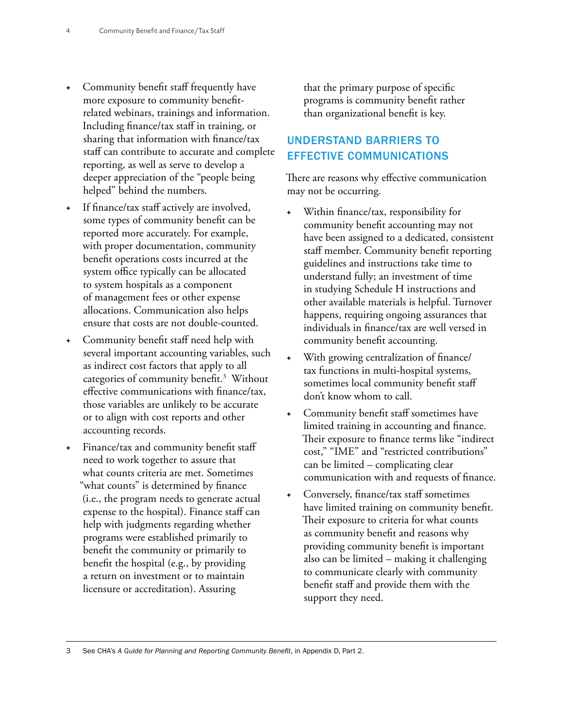- Community benefit staff frequently have more exposure to community benefit-related webinars, trainings and information. Including finance/tax staff in training, or sharing that information with finance/tax staff can contribute to accurate and complete reporting, as well as serve to develop a deeper appreciation of the "people being helped" behind the numbers.
- If finance/tax staff actively are involved, some types of community benefit can be reported more accurately. For example, with proper documentation, community benefit operations costs incurred at the system office typically can be allocated to system hospitals as a component of management fees or other expense allocations. Communication also helps ensure that costs are not double-counted.
- Community benefit staff need help with several important accounting variables, such as indirect cost factors that apply to all categories of community benefit.[3] Without effective communications with finance/tax, those variables are unlikely to be accurate or to align with cost reports and other accounting records.
- Finance/tax and community benefit staff need to work together to assure that what counts criteria are met. Sometimes "what counts" is determined by finance (i.e., the program needs to generate actual expense to the hospital). Finance staff can help with judgments regarding whether programs were established primarily to benefit the community or primarily to benefit the hospital (e.g., by providing a return on investment or to maintain licensure or accreditation). Assuring that the primary purpose of specific programs is community benefit rather than organizational benefit is key.

## UNDERSTAND BARRIERS TO EFFECTIVE COMMUNICATIONS

There are reasons why effective communication may not be occurring.

- Within finance/tax, responsibility for community benefit accounting may not have been assigned to a dedicated, consistent staff member. Community benefit reporting guidelines and instructions take time to understand fully; an investment of time in studying Schedule H instructions and other available materials is helpful. Turnover happens, requiring ongoing assurances that individuals in finance/tax are well versed in community benefit accounting.
- With growing centralization of finance/tax functions in multi-hospital systems, sometimes local community benefit staff don't know whom to call.
- Community benefit staff sometimes have limited training in accounting and finance. Their exposure to finance terms like "indirect cost," "IME" and "restricted contributions" can be limited – complicating clear communication with and requests of finance.
- Conversely, finance/tax staff sometimes have limited training on community benefit. Their exposure to criteria for what counts as community benefit and reasons why providing community benefit is important also can be limited – making it challenging to communicate clearly with community benefit staff and provide them with the support they need.

---

3 See CHA's *A Guide for Planning and Reporting Community Benefit*, in Appendix D, Part 2.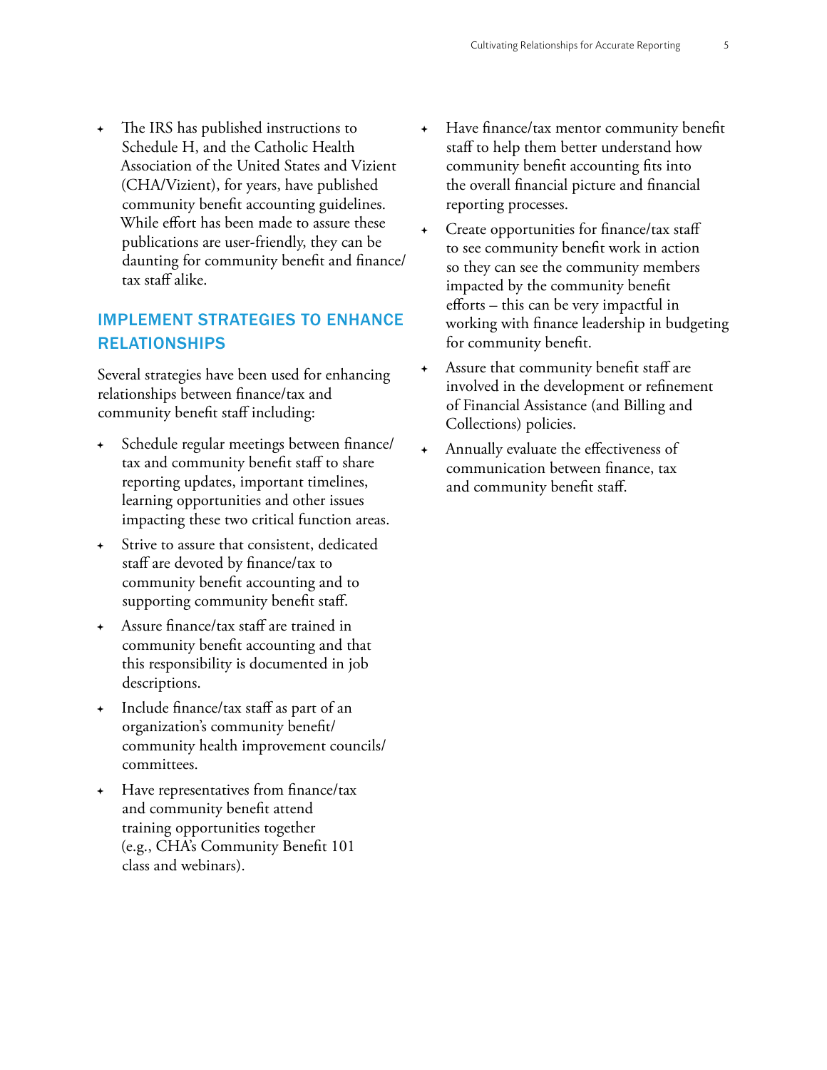- The IRS has published instructions to Schedule H, and the Catholic Health Association of the United States and Vizient (CHA/Vizient), for years, have published community benefit accounting guidelines. While effort has been made to assure these publications are user-friendly, they can be daunting for community benefit and finance/tax staff alike.

## IMPLEMENT STRATEGIES TO ENHANCE RELATIONSHIPS

Several strategies have been used for enhancing relationships between finance/tax and community benefit staff including:

- Schedule regular meetings between finance/tax and community benefit staff to share reporting updates, important timelines, learning opportunities and other issues impacting these two critical function areas.
- Strive to assure that consistent, dedicated staff are devoted by finance/tax to community benefit accounting and to supporting community benefit staff.
- Assure finance/tax staff are trained in community benefit accounting and that this responsibility is documented in job descriptions.
- Include finance/tax staff as part of an organization's community benefit/community health improvement councils/committees.
- Have representatives from finance/tax and community benefit attend training opportunities together (e.g., CHA's Community Benefit 101 class and webinars).
- Have finance/tax mentor community benefit staff to help them better understand how community benefit accounting fits into the overall financial picture and financial reporting processes.
- Create opportunities for finance/tax staff to see community benefit work in action so they can see the community members impacted by the community benefit efforts – this can be very impactful in working with finance leadership in budgeting for community benefit.
- Assure that community benefit staff are involved in the development or refinement of Financial Assistance (and Billing and Collections) policies.
- Annually evaluate the effectiveness of communication between finance, tax and community benefit staff.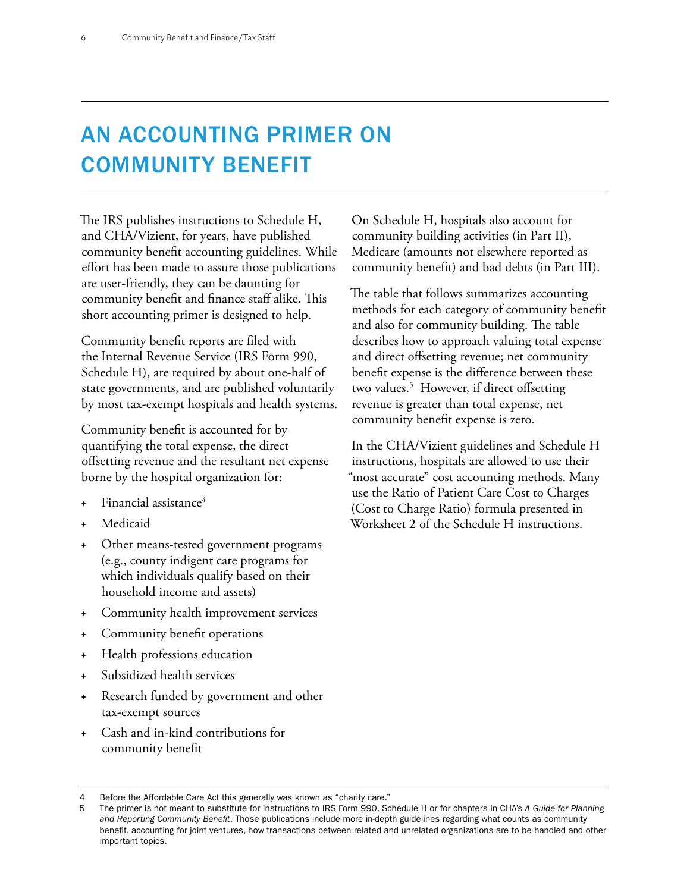# AN ACCOUNTING PRIMER ON COMMUNITY BENEFIT

The IRS publishes instructions to Schedule H, and CHA/Vizient, for years, have published community benefit accounting guidelines. While effort has been made to assure those publications are user-friendly, they can be daunting for community benefit and finance staff alike. This short accounting primer is designed to help.

Community benefit reports are filed with the Internal Revenue Service (IRS Form 990, Schedule H), are required by about one-half of state governments, and are published voluntarily by most tax-exempt hospitals and health systems.

Community benefit is accounted for by quantifying the total expense, the direct offsetting revenue and the resultant net expense borne by the hospital organization for:

- Financial assistance[4]
- Medicaid
- Other means-tested government programs (e.g., county indigent care programs for which individuals qualify based on their household income and assets)
- Community health improvement services
- Community benefit operations
- Health professions education
- Subsidized health services
- Research funded by government and other tax-exempt sources
- Cash and in-kind contributions for community benefit

On Schedule H, hospitals also account for community building activities (in Part II), Medicare (amounts not elsewhere reported as community benefit) and bad debts (in Part III).

The table that follows summarizes accounting methods for each category of community benefit and also for community building. The table describes how to approach valuing total expense and direct offsetting revenue; net community benefit expense is the difference between these two values.[5] However, if direct offsetting revenue is greater than total expense, net community benefit expense is zero.

In the CHA/Vizient guidelines and Schedule H instructions, hospitals are allowed to use their "most accurate" cost accounting methods. Many use the Ratio of Patient Care Cost to Charges (Cost to Charge Ratio) formula presented in Worksheet 2 of the Schedule H instructions.

---

4 Before the Affordable Care Act this generally was known as "charity care."

5 The primer is not meant to substitute for instructions to IRS Form 990, Schedule H or for chapters in CHA's *A Guide for Planning and Reporting Community Benefit*. Those publications include more in-depth guidelines regarding what counts as community benefit, accounting for joint ventures, how transactions between related and unrelated organizations are to be handled and other important topics.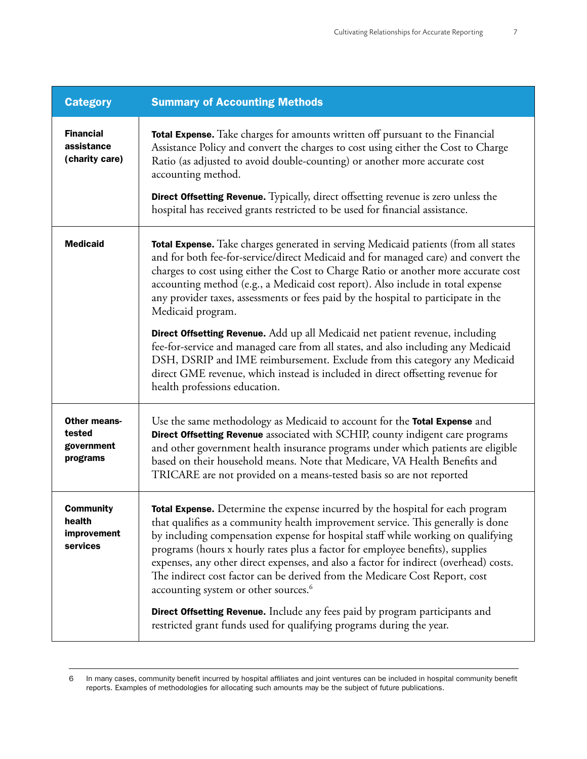| Category | Summary of Accounting Methods |
|---|---|
| **Financial assistance (charity care)** | **Total Expense.** Take charges for amounts written off pursuant to the Financial Assistance Policy and convert the charges to cost using either the Cost to Charge Ratio (as adjusted to avoid double-counting) or another more accurate cost accounting method.<br><br>**Direct Offsetting Revenue.** Typically, direct offsetting revenue is zero unless the hospital has received grants restricted to be used for financial assistance. |
| **Medicaid** | **Total Expense.** Take charges generated in serving Medicaid patients (from all states and for both fee-for-service/direct Medicaid and for managed care) and convert the charges to cost using either the Cost to Charge Ratio or another more accurate cost accounting method (e.g., a Medicaid cost report). Also include in total expense any provider taxes, assessments or fees paid by the hospital to participate in the Medicaid program.<br><br>**Direct Offsetting Revenue.** Add up all Medicaid net patient revenue, including fee-for-service and managed care from all states, and also including any Medicaid DSH, DSRIP and IME reimbursement. Exclude from this category any Medicaid direct GME revenue, which instead is included in direct offsetting revenue for health professions education. |
| **Other means-tested government programs** | Use the same methodology as Medicaid to account for the **Total Expense** and **Direct Offsetting Revenue** associated with SCHIP, county indigent care programs and other government health insurance programs under which patients are eligible based on their household means. Note that Medicare, VA Health Benefits and TRICARE are not provided on a means-tested basis so are not reported |
| **Community health improvement services** | **Total Expense.** Determine the expense incurred by the hospital for each program that qualifies as a community health improvement service. This generally is done by including compensation expense for hospital staff while working on qualifying programs (hours x hourly rates plus a factor for employee benefits), supplies expenses, any other direct expenses, and also a factor for indirect (overhead) costs. The indirect cost factor can be derived from the Medicare Cost Report, cost accounting system or other sources.[6]<br><br>**Direct Offsetting Revenue.** Include any fees paid by program participants and restricted grant funds used for qualifying programs during the year. |

6 In many cases, community benefit incurred by hospital affiliates and joint ventures can be included in hospital community benefit reports. Examples of methodologies for allocating such amounts may be the subject of future publications.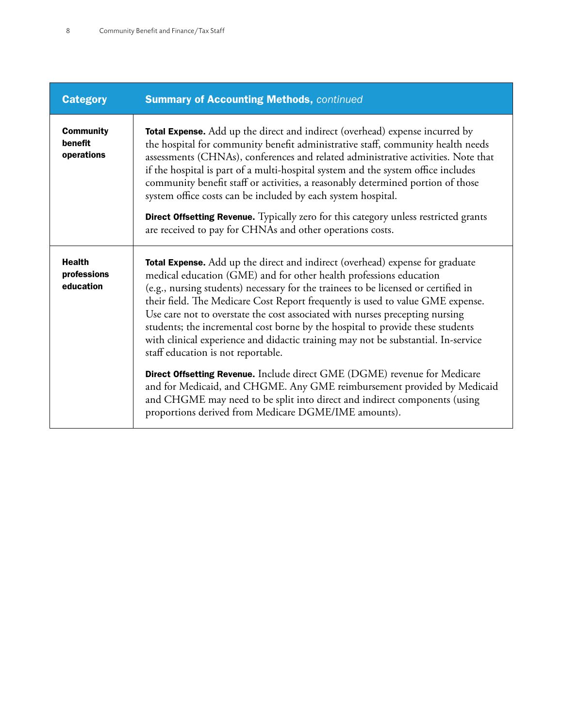| Category | Summary of Accounting Methods, *continued* |
| --- | --- |
| **Community benefit operations** | **Total Expense.** Add up the direct and indirect (overhead) expense incurred by the hospital for community benefit administrative staff, community health needs assessments (CHNAs), conferences and related administrative activities. Note that if the hospital is part of a multi-hospital system and the system office includes community benefit staff or activities, a reasonably determined portion of those system office costs can be included by each system hospital.<br><br>**Direct Offsetting Revenue.** Typically zero for this category unless restricted grants are received to pay for CHNAs and other operations costs. |
| **Health professions education** | **Total Expense.** Add up the direct and indirect (overhead) expense for graduate medical education (GME) and for other health professions education (e.g., nursing students) necessary for the trainees to be licensed or certified in their field. The Medicare Cost Report frequently is used to value GME expense. Use care not to overstate the cost associated with nurses precepting nursing students; the incremental cost borne by the hospital to provide these students with clinical experience and didactic training may not be substantial. In-service staff education is not reportable.<br><br>**Direct Offsetting Revenue.** Include direct GME (DGME) revenue for Medicare and for Medicaid, and CHGME. Any GME reimbursement provided by Medicaid and CHGME may need to be split into direct and indirect components (using proportions derived from Medicare DGME/IME amounts). |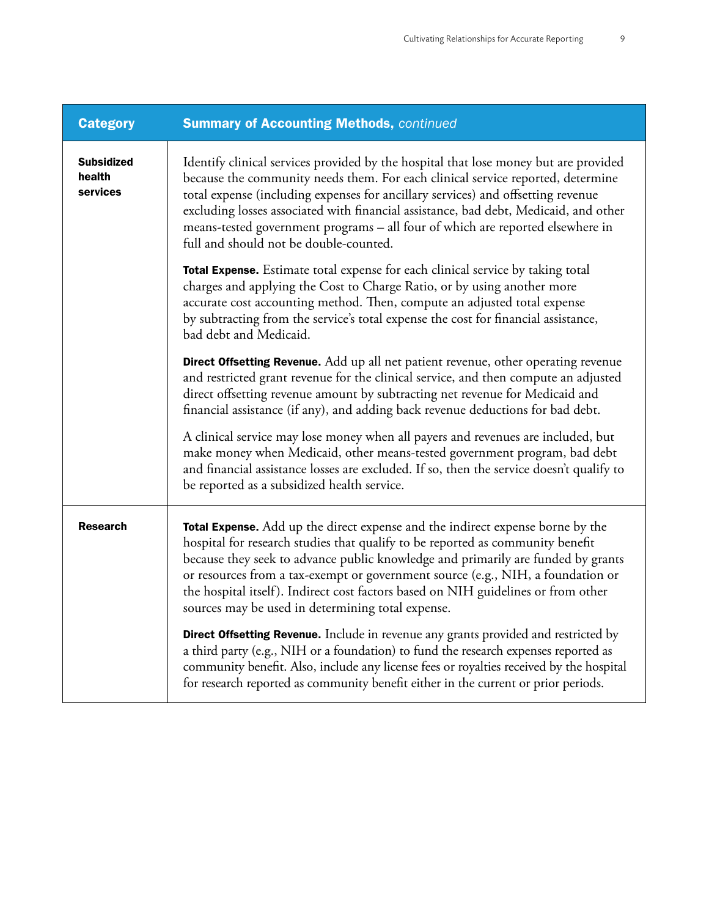| Category | Summary of Accounting Methods, *continued* |
|---|---|
| **Subsidized health services** | Identify clinical services provided by the hospital that lose money but are provided because the community needs them. For each clinical service reported, determine total expense (including expenses for ancillary services) and offsetting revenue excluding losses associated with financial assistance, bad debt, Medicaid, and other means-tested government programs – all four of which are reported elsewhere in full and should not be double-counted.<br><br>**Total Expense.** Estimate total expense for each clinical service by taking total charges and applying the Cost to Charge Ratio, or by using another more accurate cost accounting method. Then, compute an adjusted total expense by subtracting from the service's total expense the cost for financial assistance, bad debt and Medicaid.<br><br>**Direct Offsetting Revenue.** Add up all net patient revenue, other operating revenue and restricted grant revenue for the clinical service, and then compute an adjusted direct offsetting revenue amount by subtracting net revenue for Medicaid and financial assistance (if any), and adding back revenue deductions for bad debt.<br><br>A clinical service may lose money when all payers and revenues are included, but make money when Medicaid, other means-tested government program, bad debt and financial assistance losses are excluded. If so, then the service doesn't qualify to be reported as a subsidized health service. |
| **Research** | **Total Expense.** Add up the direct expense and the indirect expense borne by the hospital for research studies that qualify to be reported as community benefit because they seek to advance public knowledge and primarily are funded by grants or resources from a tax-exempt or government source (e.g., NIH, a foundation or the hospital itself). Indirect cost factors based on NIH guidelines or from other sources may be used in determining total expense.<br><br>**Direct Offsetting Revenue.** Include in revenue any grants provided and restricted by a third party (e.g., NIH or a foundation) to fund the research expenses reported as community benefit. Also, include any license fees or royalties received by the hospital for research reported as community benefit either in the current or prior periods. |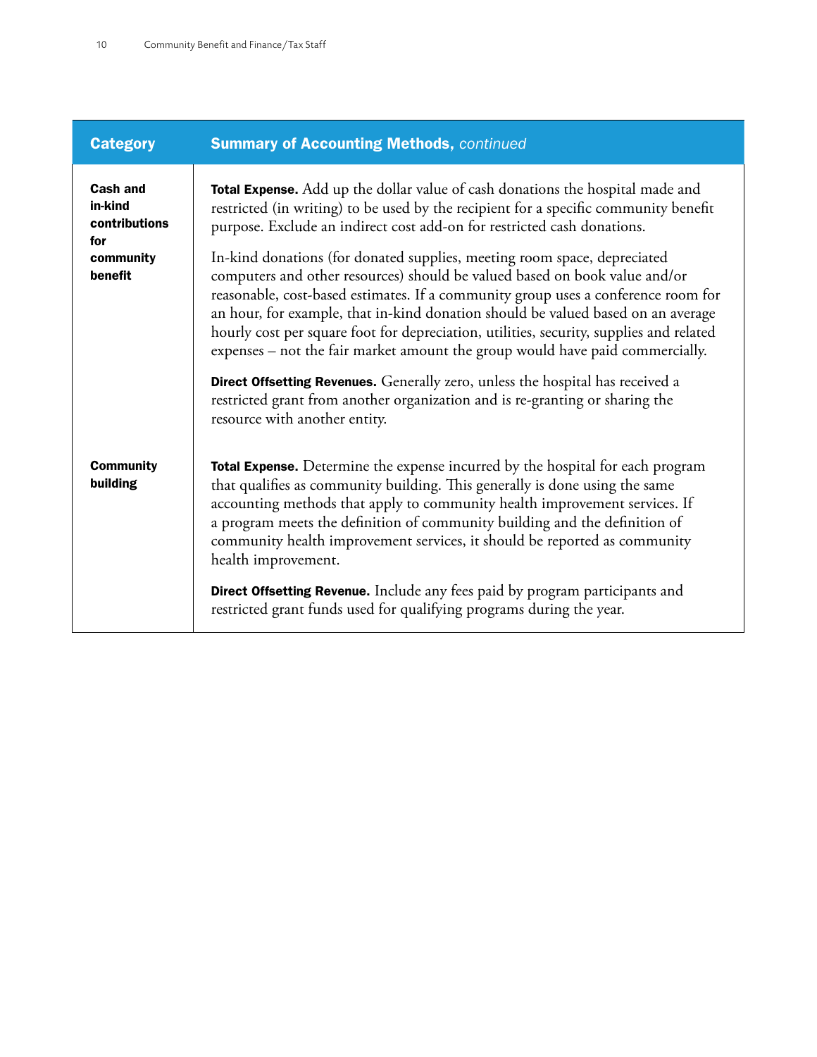| Category | Summary of Accounting Methods, *continued* |
| --- | --- |
| **Cash and in-kind contributions for community benefit** | **Total Expense.** Add up the dollar value of cash donations the hospital made and restricted (in writing) to be used by the recipient for a specific community benefit purpose. Exclude an indirect cost add-on for restricted cash donations.<br><br>In-kind donations (for donated supplies, meeting room space, depreciated computers and other resources) should be valued based on book value and/or reasonable, cost-based estimates. If a community group uses a conference room for an hour, for example, that in-kind donation should be valued based on an average hourly cost per square foot for depreciation, utilities, security, supplies and related expenses – not the fair market amount the group would have paid commercially.<br><br>**Direct Offsetting Revenues.** Generally zero, unless the hospital has received a restricted grant from another organization and is re-granting or sharing the resource with another entity. |
| **Community building** | **Total Expense.** Determine the expense incurred by the hospital for each program that qualifies as community building. This generally is done using the same accounting methods that apply to community health improvement services. If a program meets the definition of community building and the definition of community health improvement services, it should be reported as community health improvement.<br><br>**Direct Offsetting Revenue.** Include any fees paid by program participants and restricted grant funds used for qualifying programs during the year. |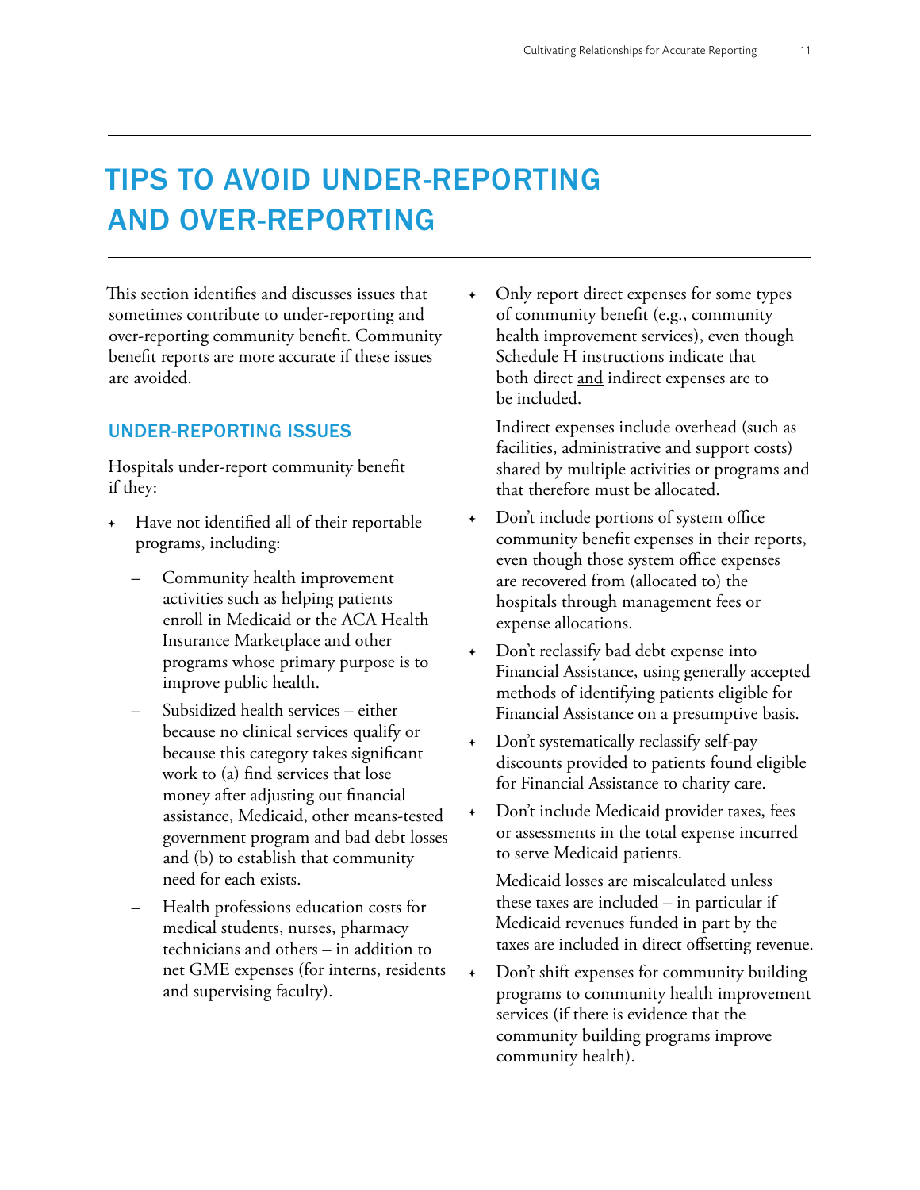# TIPS TO AVOID UNDER-REPORTING AND OVER-REPORTING

This section identifies and discusses issues that sometimes contribute to under-reporting and over-reporting community benefit. Community benefit reports are more accurate if these issues are avoided.

## UNDER-REPORTING ISSUES

Hospitals under-report community benefit if they:

- Have not identified all of their reportable programs, including:
  - Community health improvement activities such as helping patients enroll in Medicaid or the ACA Health Insurance Marketplace and other programs whose primary purpose is to improve public health.
  - Subsidized health services – either because no clinical services qualify or because this category takes significant work to (a) find services that lose money after adjusting out financial assistance, Medicaid, other means-tested government program and bad debt losses and (b) to establish that community need for each exists.
  - Health professions education costs for medical students, nurses, pharmacy technicians and others – in addition to net GME expenses (for interns, residents and supervising faculty).
- Only report direct expenses for some types of community benefit (e.g., community health improvement services), even though Schedule H instructions indicate that both direct <u>and</u> indirect expenses are to be included.

  Indirect expenses include overhead (such as facilities, administrative and support costs) shared by multiple activities or programs and that therefore must be allocated.
- Don't include portions of system office community benefit expenses in their reports, even though those system office expenses are recovered from (allocated to) the hospitals through management fees or expense allocations.
- Don't reclassify bad debt expense into Financial Assistance, using generally accepted methods of identifying patients eligible for Financial Assistance on a presumptive basis.
- Don't systematically reclassify self-pay discounts provided to patients found eligible for Financial Assistance to charity care.
- Don't include Medicaid provider taxes, fees or assessments in the total expense incurred to serve Medicaid patients.

  Medicaid losses are miscalculated unless these taxes are included – in particular if Medicaid revenues funded in part by the taxes are included in direct offsetting revenue.
- Don't shift expenses for community building programs to community health improvement services (if there is evidence that the community building programs improve community health).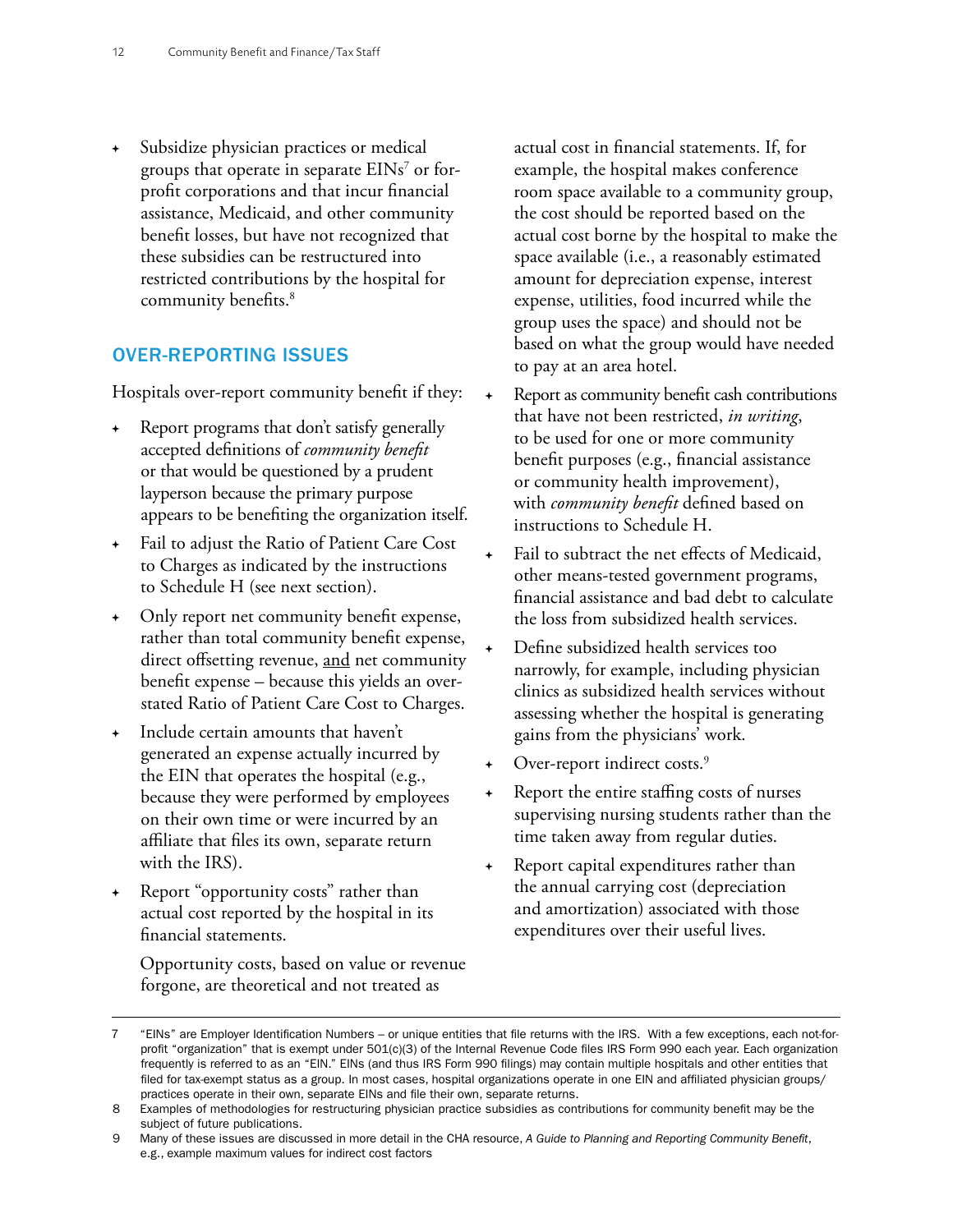- Subsidize physician practices or medical groups that operate in separate EINs[7] or for-profit corporations and that incur financial assistance, Medicaid, and other community benefit losses, but have not recognized that these subsidies can be restructured into restricted contributions by the hospital for community benefits.[8]

## OVER-REPORTING ISSUES

Hospitals over-report community benefit if they:

- Report programs that don't satisfy generally accepted definitions of *community benefit* or that would be questioned by a prudent layperson because the primary purpose appears to be benefiting the organization itself.
- Fail to adjust the Ratio of Patient Care Cost to Charges as indicated by the instructions to Schedule H (see next section).
- Only report net community benefit expense, rather than total community benefit expense, direct offsetting revenue, <u>and</u> net community benefit expense – because this yields an over-stated Ratio of Patient Care Cost to Charges.
- Include certain amounts that haven't generated an expense actually incurred by the EIN that operates the hospital (e.g., because they were performed by employees on their own time or were incurred by an affiliate that files its own, separate return with the IRS).
- Report "opportunity costs" rather than actual cost reported by the hospital in its financial statements.

  Opportunity costs, based on value or revenue forgone, are theoretical and not treated as actual cost in financial statements. If, for example, the hospital makes conference room space available to a community group, the cost should be reported based on the actual cost borne by the hospital to make the space available (i.e., a reasonably estimated amount for depreciation expense, interest expense, utilities, food incurred while the group uses the space) and should not be based on what the group would have needed to pay at an area hotel.
- Report as community benefit cash contributions that have not been restricted, *in writing*, to be used for one or more community benefit purposes (e.g., financial assistance or community health improvement), with *community benefit* defined based on instructions to Schedule H.
- Fail to subtract the net effects of Medicaid, other means-tested government programs, financial assistance and bad debt to calculate the loss from subsidized health services.
- Define subsidized health services too narrowly, for example, including physician clinics as subsidized health services without assessing whether the hospital is generating gains from the physicians' work.
- Over-report indirect costs.[9]
- Report the entire staffing costs of nurses supervising nursing students rather than the time taken away from regular duties.
- Report capital expenditures rather than the annual carrying cost (depreciation and amortization) associated with those expenditures over their useful lives.

---

7 "EINs" are Employer Identification Numbers – or unique entities that file returns with the IRS. With a few exceptions, each not-for-profit "organization" that is exempt under 501(c)(3) of the Internal Revenue Code files IRS Form 990 each year. Each organization frequently is referred to as an "EIN." EINs (and thus IRS Form 990 filings) may contain multiple hospitals and other entities that filed for tax-exempt status as a group. In most cases, hospital organizations operate in one EIN and affiliated physician groups/practices operate in their own, separate EINs and file their own, separate returns.

8 Examples of methodologies for restructuring physician practice subsidies as contributions for community benefit may be the subject of future publications.

9 Many of these issues are discussed in more detail in the CHA resource, *A Guide to Planning and Reporting Community Benefit*, e.g., example maximum values for indirect cost factors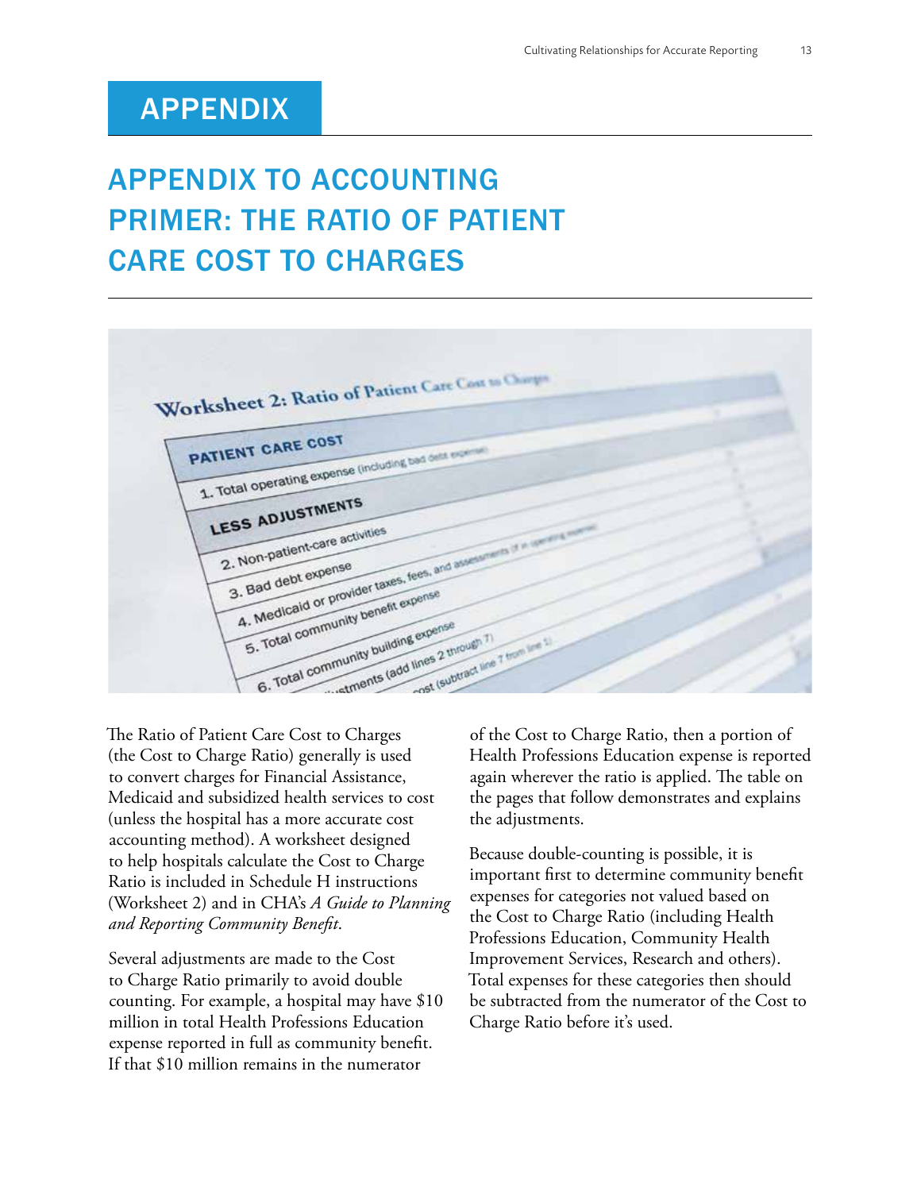# APPENDIX

## APPENDIX TO ACCOUNTING PRIMER: THE RATIO OF PATIENT CARE COST TO CHARGES

The Ratio of Patient Care Cost to Charges (the Cost to Charge Ratio) generally is used to convert charges for Financial Assistance, Medicaid and subsidized health services to cost (unless the hospital has a more accurate cost accounting method). A worksheet designed to help hospitals calculate the Cost to Charge Ratio is included in Schedule H instructions (Worksheet 2) and in CHA's *A Guide to Planning and Reporting Community Benefit*.

Several adjustments are made to the Cost to Charge Ratio primarily to avoid double counting. For example, a hospital may have $10 million in total Health Professions Education expense reported in full as community benefit. If that $10 million remains in the numerator of the Cost to Charge Ratio, then a portion of Health Professions Education expense is reported again wherever the ratio is applied. The table on the pages that follow demonstrates and explains the adjustments.

Because double-counting is possible, it is important first to determine community benefit expenses for categories not valued based on the Cost to Charge Ratio (including Health Professions Education, Community Health Improvement Services, Research and others). Total expenses for these categories then should be subtracted from the numerator of the Cost to Charge Ratio before it's used.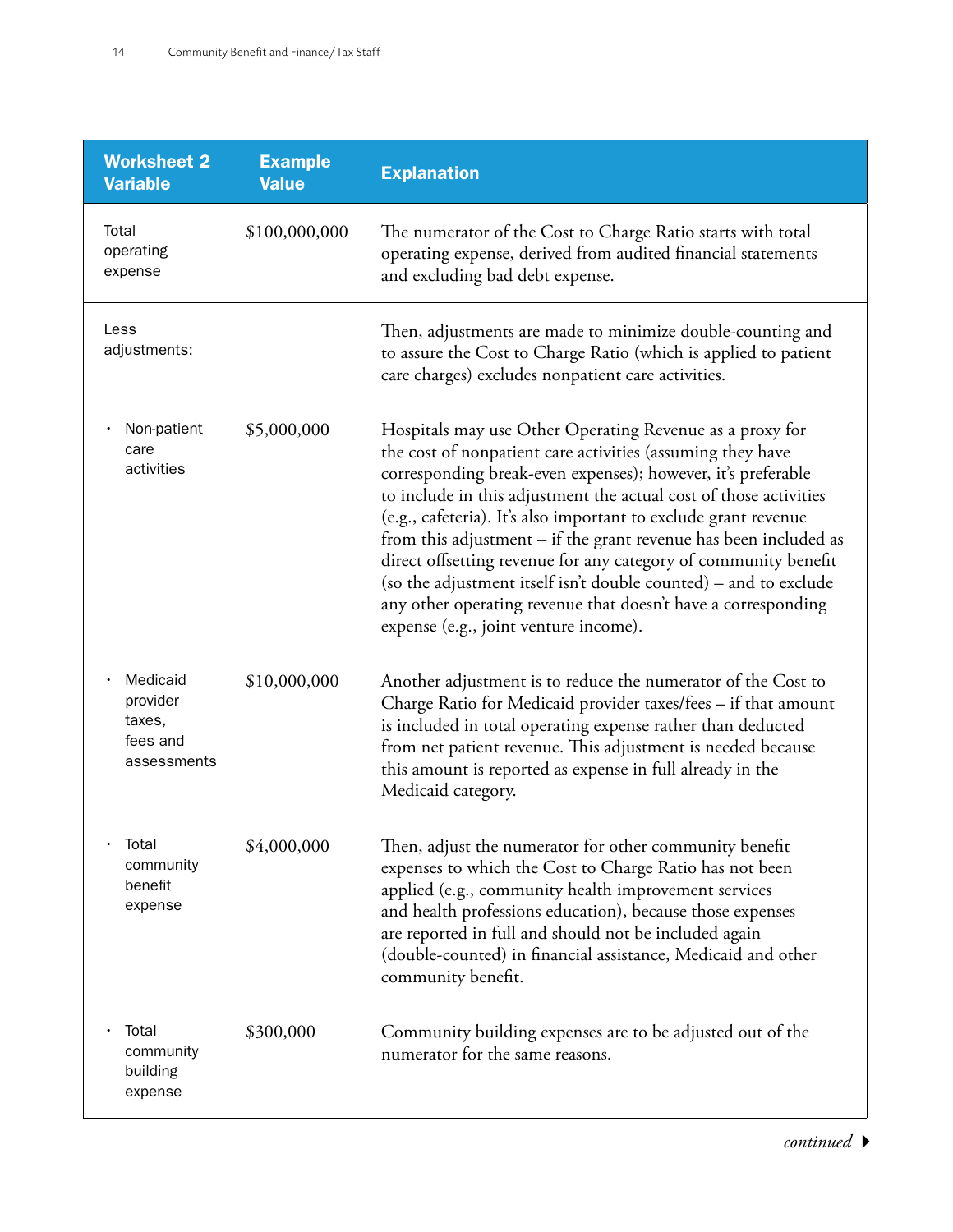| Worksheet 2 Variable | Example Value | Explanation |
|---|---|---|
| Total operating expense | $100,000,000 | The numerator of the Cost to Charge Ratio starts with total operating expense, derived from audited financial statements and excluding bad debt expense. |
| Less adjustments: | | Then, adjustments are made to minimize double-counting and to assure the Cost to Charge Ratio (which is applied to patient care charges) excludes nonpatient care activities. |
| • Non-patient care activities | $5,000,000 | Hospitals may use Other Operating Revenue as a proxy for the cost of nonpatient care activities (assuming they have corresponding break-even expenses); however, it's preferable to include in this adjustment the actual cost of those activities (e.g., cafeteria). It's also important to exclude grant revenue from this adjustment – if the grant revenue has been included as direct offsetting revenue for any category of community benefit (so the adjustment itself isn't double counted) – and to exclude any other operating revenue that doesn't have a corresponding expense (e.g., joint venture income). |
| • Medicaid provider taxes, fees and assessments | $10,000,000 | Another adjustment is to reduce the numerator of the Cost to Charge Ratio for Medicaid provider taxes/fees – if that amount is included in total operating expense rather than deducted from net patient revenue. This adjustment is needed because this amount is reported as expense in full already in the Medicaid category. |
| • Total community benefit expense | $4,000,000 | Then, adjust the numerator for other community benefit expenses to which the Cost to Charge Ratio has not been applied (e.g., community health improvement services and health professions education), because those expenses are reported in full and should not be included again (double-counted) in financial assistance, Medicaid and other community benefit. |
| • Total community building expense | $300,000 | Community building expenses are to be adjusted out of the numerator for the same reasons. |

*continued*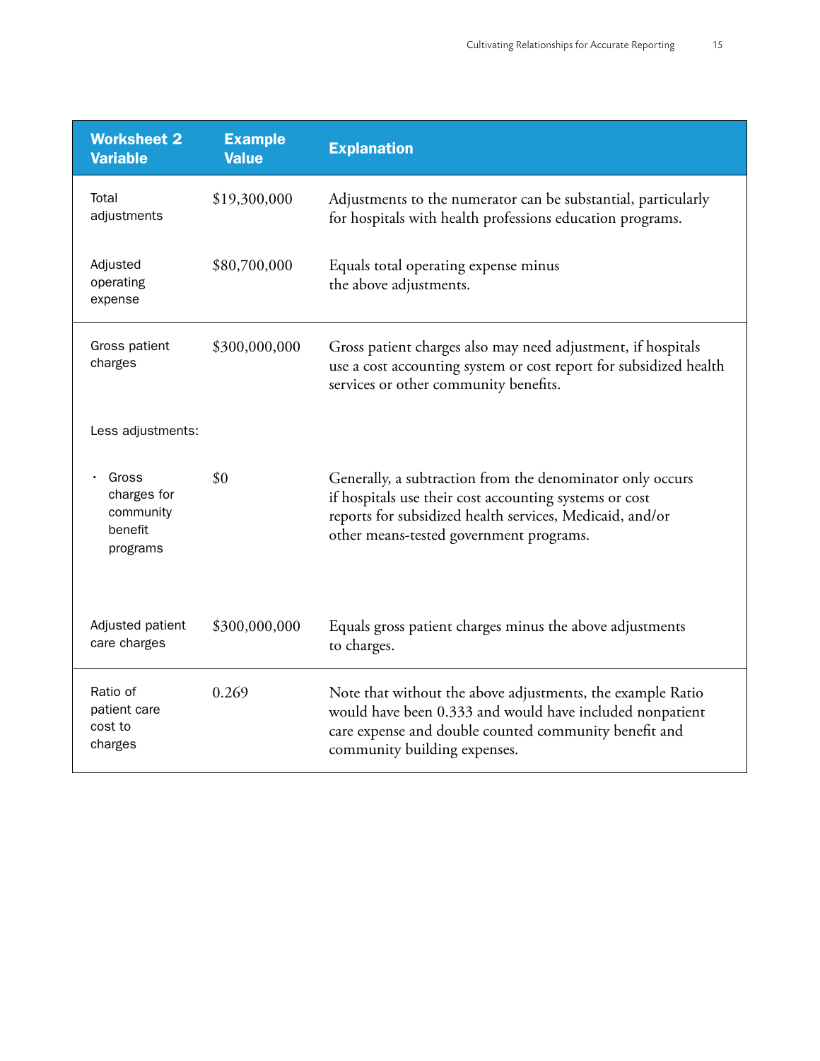| Worksheet 2 Variable | Example Value | Explanation |
|---|---|---|
| Total adjustments | $19,300,000 | Adjustments to the numerator can be substantial, particularly for hospitals with health professions education programs. |
| Adjusted operating expense | $80,700,000 | Equals total operating expense minus the above adjustments. |
| Gross patient charges | $300,000,000 | Gross patient charges also may need adjustment, if hospitals use a cost accounting system or cost report for subsidized health services or other community benefits. |
| Less adjustments: | | |
| • Gross charges for community benefit programs | $0 | Generally, a subtraction from the denominator only occurs if hospitals use their cost accounting systems or cost reports for subsidized health services, Medicaid, and/or other means-tested government programs. |
| Adjusted patient care charges | $300,000,000 | Equals gross patient charges minus the above adjustments to charges. |
| Ratio of patient care cost to charges | 0.269 | Note that without the above adjustments, the example Ratio would have been 0.333 and would have included nonpatient care expense and double counted community benefit and community building expenses. |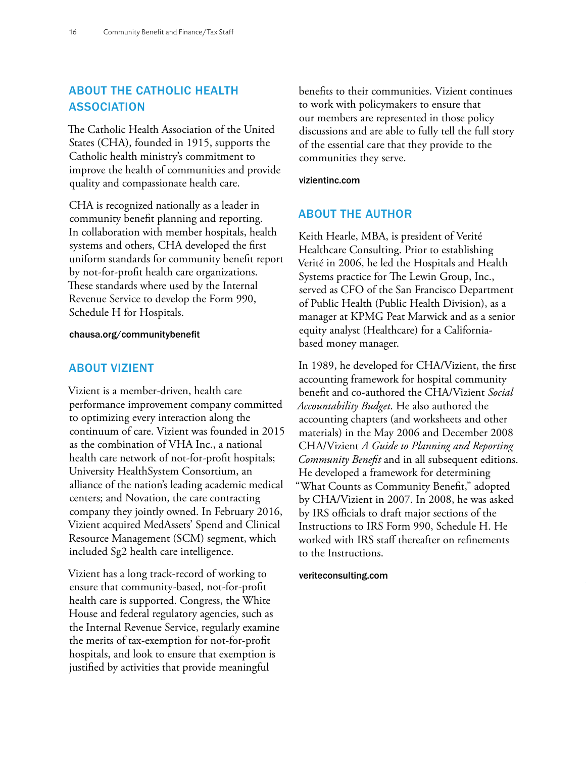## ABOUT THE CATHOLIC HEALTH ASSOCIATION

The Catholic Health Association of the United States (CHA), founded in 1915, supports the Catholic health ministry's commitment to improve the health of communities and provide quality and compassionate health care.

CHA is recognized nationally as a leader in community benefit planning and reporting. In collaboration with member hospitals, health systems and others, CHA developed the first uniform standards for community benefit report by not-for-profit health care organizations. These standards where used by the Internal Revenue Service to develop the Form 990, Schedule H for Hospitals.

**chausa.org/communitybenefit**

## ABOUT VIZIENT

Vizient is a member-driven, health care performance improvement company committed to optimizing every interaction along the continuum of care. Vizient was founded in 2015 as the combination of VHA Inc., a national health care network of not-for-profit hospitals; University HealthSystem Consortium, an alliance of the nation's leading academic medical centers; and Novation, the care contracting company they jointly owned. In February 2016, Vizient acquired MedAssets' Spend and Clinical Resource Management (SCM) segment, which included Sg2 health care intelligence.

Vizient has a long track-record of working to ensure that community-based, not-for-profit health care is supported. Congress, the White House and federal regulatory agencies, such as the Internal Revenue Service, regularly examine the merits of tax-exemption for not-for-profit hospitals, and look to ensure that exemption is justified by activities that provide meaningful benefits to their communities. Vizient continues to work with policymakers to ensure that our members are represented in those policy discussions and are able to fully tell the full story of the essential care that they provide to the communities they serve.

**vizientinc.com**

## ABOUT THE AUTHOR

Keith Hearle, MBA, is president of Verité Healthcare Consulting. Prior to establishing Verité in 2006, he led the Hospitals and Health Systems practice for The Lewin Group, Inc., served as CFO of the San Francisco Department of Public Health (Public Health Division), as a manager at KPMG Peat Marwick and as a senior equity analyst (Healthcare) for a California-based money manager.

In 1989, he developed for CHA/Vizient, the first accounting framework for hospital community benefit and co-authored the CHA/Vizient *Social Accountability Budget*. He also authored the accounting chapters (and worksheets and other materials) in the May 2006 and December 2008 CHA/Vizient *A Guide to Planning and Reporting Community Benefit* and in all subsequent editions. He developed a framework for determining "What Counts as Community Benefit," adopted by CHA/Vizient in 2007. In 2008, he was asked by IRS officials to draft major sections of the Instructions to IRS Form 990, Schedule H. He worked with IRS staff thereafter on refinements to the Instructions.

**veriteconsulting.com**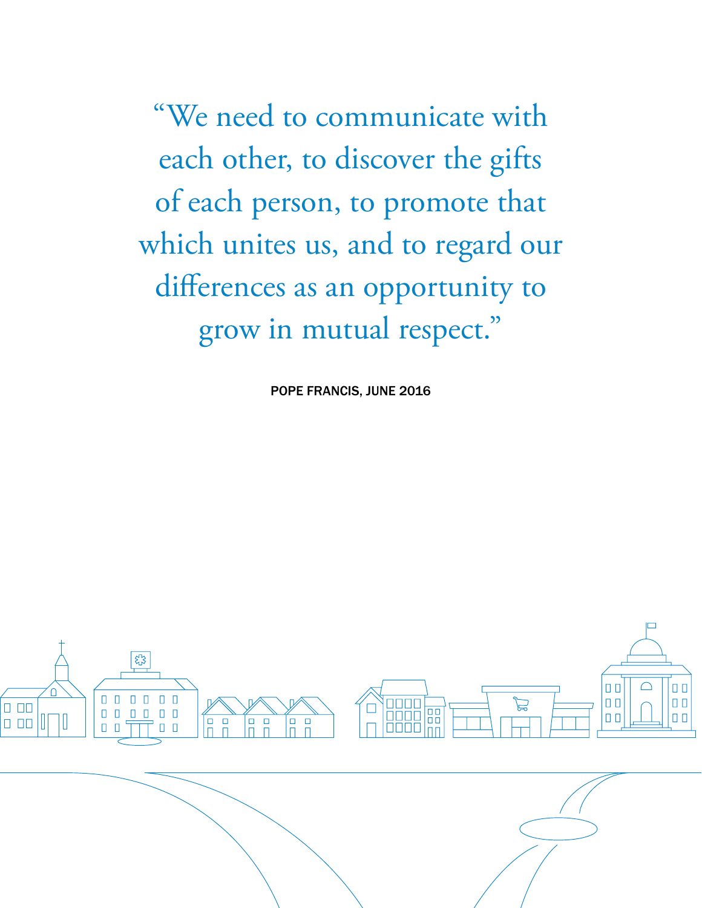"We need to communicate with each other, to discover the gifts of each person, to promote that which unites us, and to regard our differences as an opportunity to grow in mutual respect."

POPE FRANCIS, JUNE 2016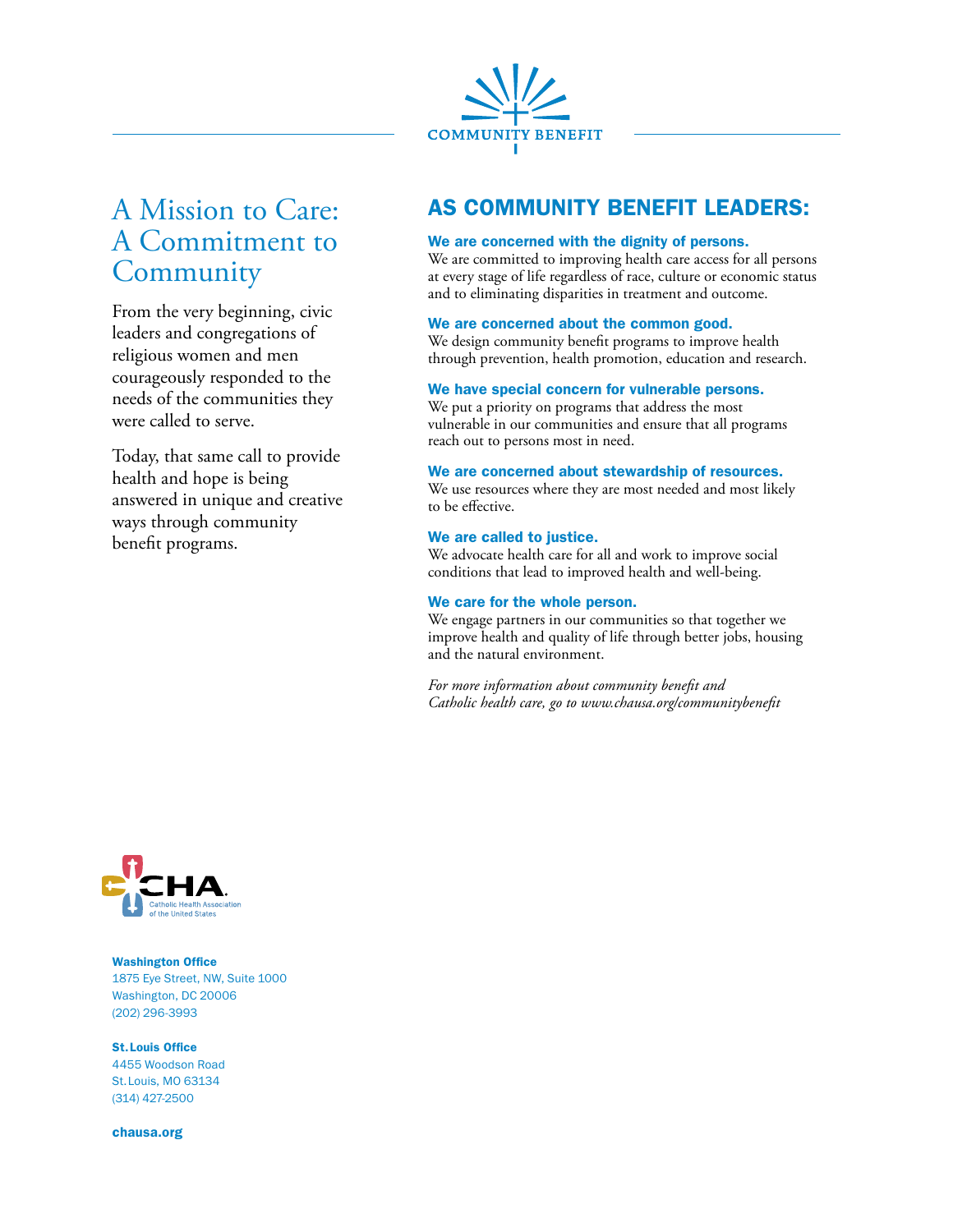COMMUNITY BENEFIT

# A Mission to Care: A Commitment to Community

From the very beginning, civic leaders and congregations of religious women and men courageously responded to the needs of the communities they were called to serve.

Today, that same call to provide health and hope is being answered in unique and creative ways through community benefit programs.

## AS COMMUNITY BENEFIT LEADERS:

**We are concerned with the dignity of persons.**
We are committed to improving health care access for all persons at every stage of life regardless of race, culture or economic status and to eliminating disparities in treatment and outcome.

**We are concerned about the common good.**
We design community benefit programs to improve health through prevention, health promotion, education and research.

**We have special concern for vulnerable persons.**
We put a priority on programs that address the most vulnerable in our communities and ensure that all programs reach out to persons most in need.

**We are concerned about stewardship of resources.**
We use resources where they are most needed and most likely to be effective.

**We are called to justice.**
We advocate health care for all and work to improve social conditions that lead to improved health and well-being.

**We care for the whole person.**
We engage partners in our communities so that together we improve health and quality of life through better jobs, housing and the natural environment.

*For more information about community benefit and Catholic health care, go to www.chausa.org/communitybenefit*

CHA
Catholic Health Association of the United States

**Washington Office**
1875 Eye Street, NW, Suite 1000
Washington, DC 20006
(202) 296-3993

**St. Louis Office**
4455 Woodson Road
St. Louis, MO 63134
(314) 427-2500

**chausa.org**